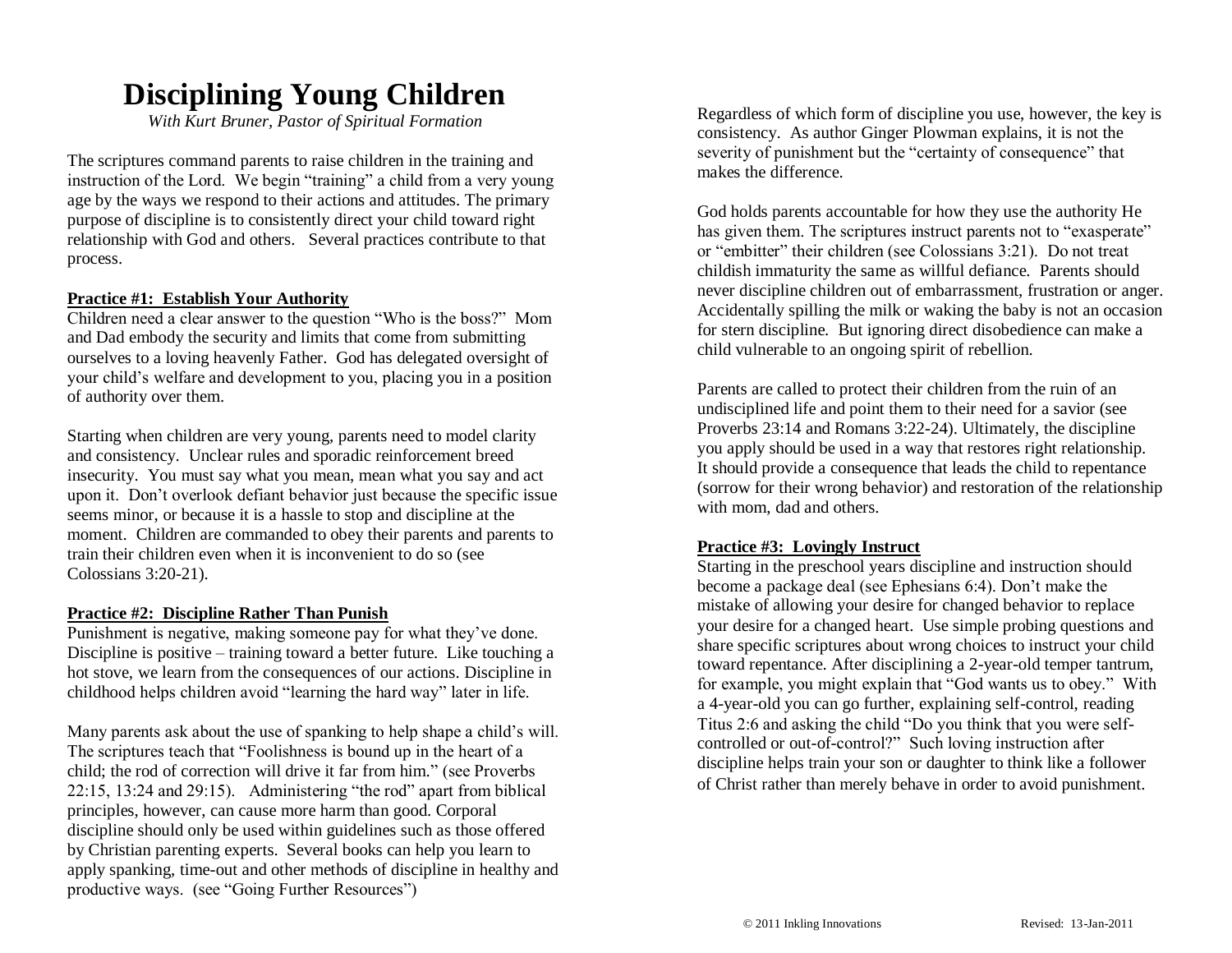# Disciplining Young Children

*With Kurt Bruner, Pastor of Spiritual Formation*

The scriptures command parents to raise children in the training and instruction of the Lord. We begin "training" a child from a very young age by the ways we respond to their actions and attitudes. The primary purpose of discipline is to consistently direct your child toward right relationship with God and others. Several practices contribute to that process.

**Practice #1: Establish Your Authority**

Children need a clear answer to the question "Who is the boss?" Mom and Dad embody the security and limits that come from submitting ourselves to a loving heavenly Father. God has delegated oversight of your child's welfare and development to you, placing you in a position of authority over them.

Starting when children are very young, parents need to model clarity and consistency. Unclear rules and sporadic reinforcement breed insecurity. You must say what you mean, mean what you say and act upon it. Don't overlook defiant behavior just because the specific issue seems minor, or because it is a hassle to stop and discipline at the moment. Children are commanded to obey their parents and parents to train their children even when it is inconvenient to do so (see Colossians 3:20-21).

**Practice #2: Discipline Rather Than Punish**

Punishment is negative, making someone pay for what they've done. Discipline is positive – training toward a better future. Like touching a hot stove, we learn from the consequences of our actions. Discipline in childhood helps children avoid "learning the hard way" later in life.

Many parents ask about the use of spanking to help shape a child's will. The scriptures teach that "Foolishness is bound up in the heart of a child; the rod of correction will drive it far from him." (see Proverbs 22:15, 13:24 and 29:15). Administering "the rod" apart from biblical principles, however, can cause more harm than good. Corporal discipline should only be used within guidelines such as those offered by Christian parenting experts. Several books can help you learn to apply spanking, time-out and other methods of discipline in healthy and productive ways. (see "Going Further Resources")

Regardless of which form of discipline you use, however, the key is consistency. As author Ginger Plowman explains, it is not the severity of punishment but the "certainty of consequence" that makes the difference.

God holds parents accountable for how they use the authority He has given them. The scriptures instruct parents not to "exasperate" or "embitter" their children (see Colossians 3:21). Do not treat childish immaturity the same as willful defiance. Parents should never discipline children out of embarrassment, frustration or anger. Accidentally spilling the milk or waking the baby is not an occasion for stern discipline. But ignoring direct disobedience can make a child vulnerable to an ongoing spirit of rebellion.

Parents are called to protect their children from the ruin of an undisciplined life and point them to their need for a savior (see Proverbs 23:14 and Romans 3:22-24). Ultimately, the discipline you apply should be used in a way that restores right relationship. It should provide a consequence that leads the child to repentance (sorrow for their wrong behavior) and restoration of the relationship with mom, dad and others.

**Practice #3: Lovingly Instruct**

Starting in the preschool years discipline and instruction should become a package deal (see Ephesians 6:4). Don't make the mistake of allowing your desire for changed behavior to replace your desire for a changed heart. Use simple probing questions and share specific scriptures about wrong choices to instruct your child toward repentance. After disciplining a 2-year-old temper tantrum, for example, you might explain that "God wants us to obey." With a 4-year-old you can go further, explaining self-control, reading Titus 2:6 and asking the child "Do you think that you were self-controlled or out-of-control?" Such loving instruction after discipline helps train your son or daughter to think like a follower of Christ rather than merely behave in order to avoid punishment.

© 2011 Inkling Innovations Revised: 13-Jan-2011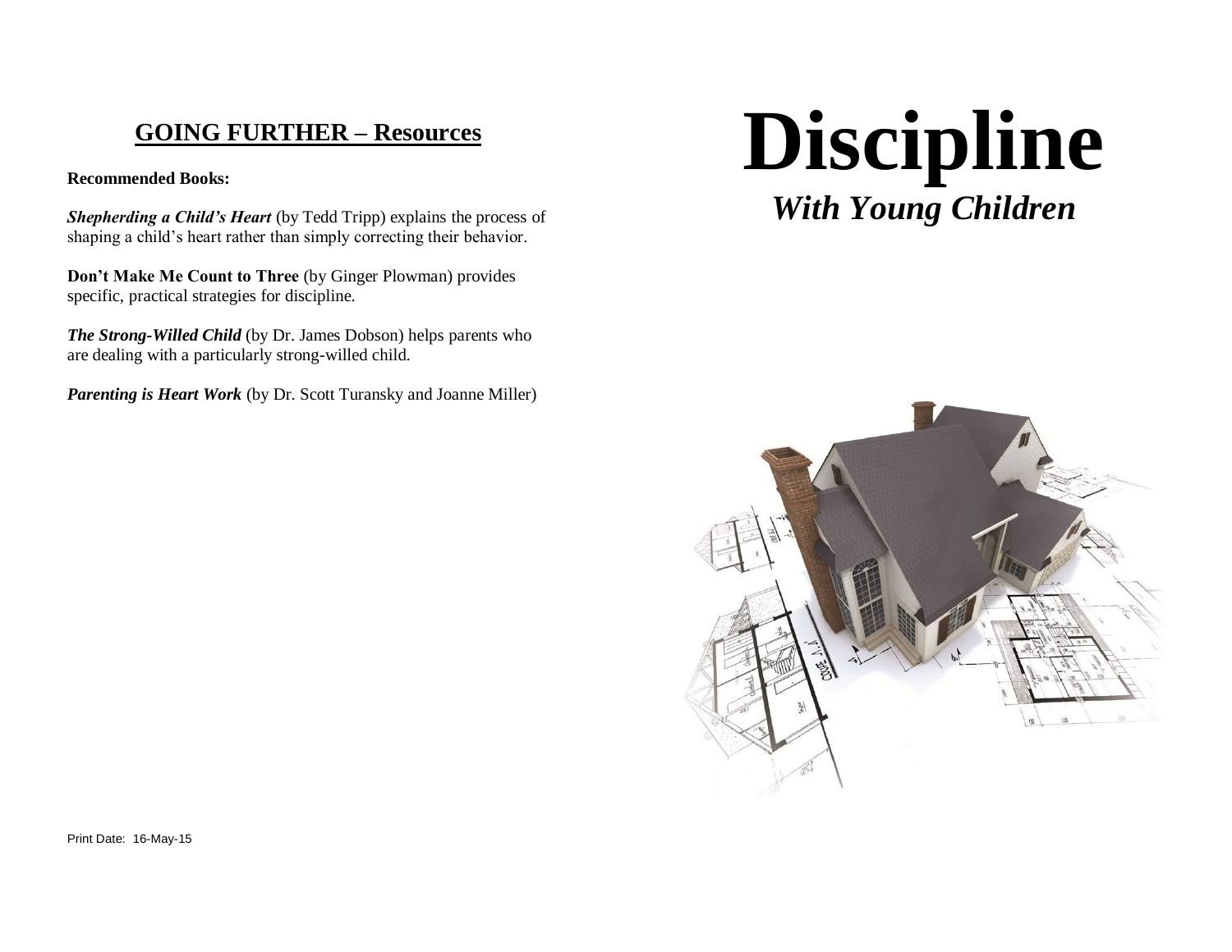## GOING FURTHER – Resources

**Recommended Books:**

***Shepherding a Child's Heart*** (by Tedd Tripp) explains the process of shaping a child's heart rather than simply correcting their behavior.

**Don't Make Me Count to Three** (by Ginger Plowman) provides specific, practical strategies for discipline.

***The Strong-Willed Child*** (by Dr. James Dobson) helps parents who are dealing with a particularly strong-willed child.

***Parenting is Heart Work*** (by Dr. Scott Turansky and Joanne Miller)

Print Date: 16-May-15

# Discipline

## *With Young Children*